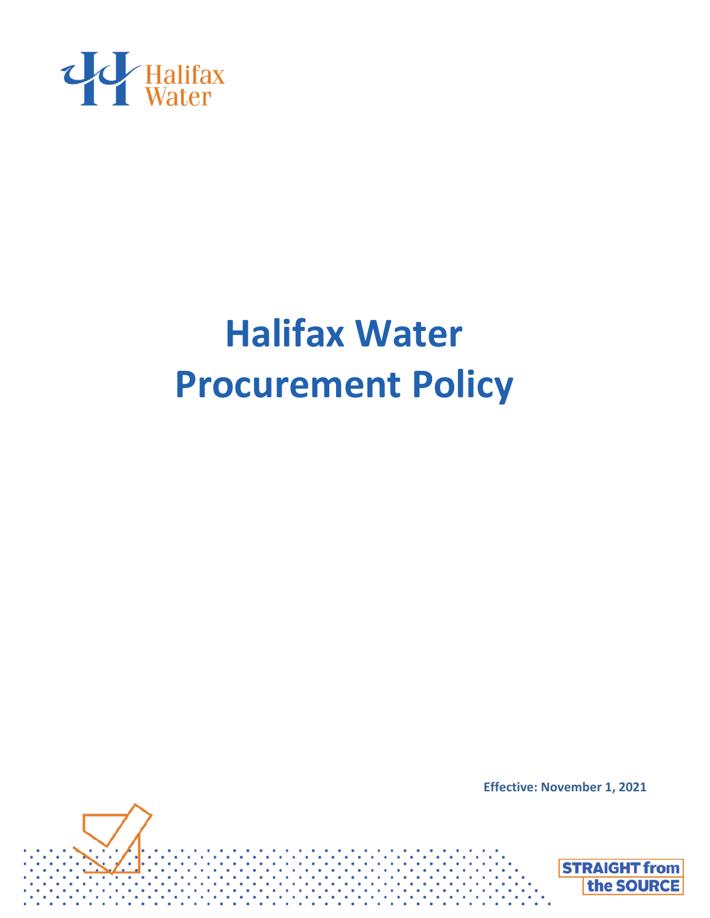# Halifax Water Procurement Policy

**Effective: November 1, 2021**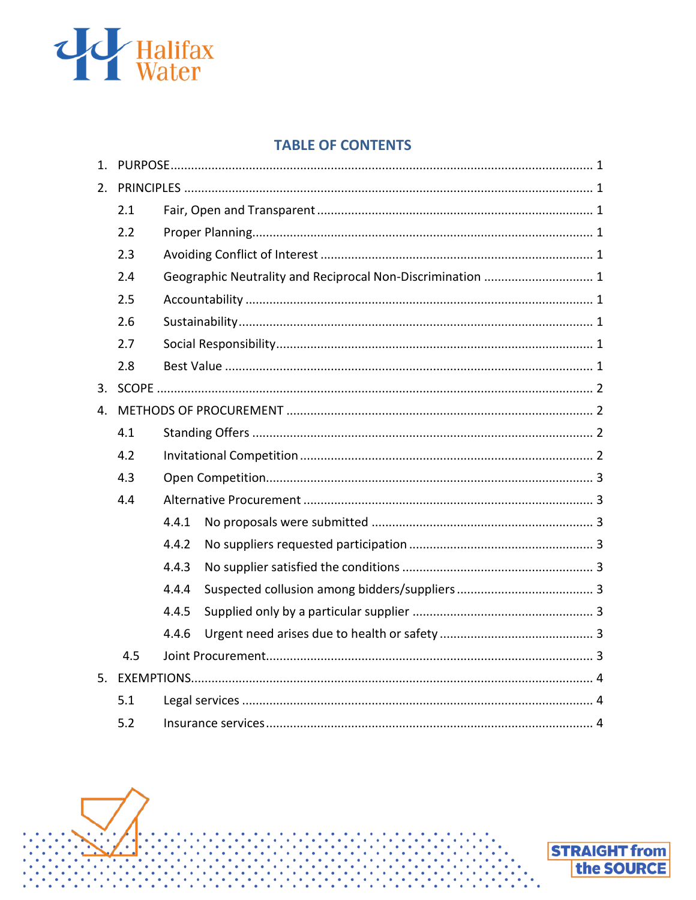## TABLE OF CONTENTS

1. PURPOSE ..... 1
2. PRINCIPLES ..... 1
   - 2.1 Fair, Open and Transparent ..... 1
   - 2.2 Proper Planning ..... 1
   - 2.3 Avoiding Conflict of Interest ..... 1
   - 2.4 Geographic Neutrality and Reciprocal Non-Discrimination ..... 1
   - 2.5 Accountability ..... 1
   - 2.6 Sustainability ..... 1
   - 2.7 Social Responsibility ..... 1
   - 2.8 Best Value ..... 1
3. SCOPE ..... 2
4. METHODS OF PROCUREMENT ..... 2
   - 4.1 Standing Offers ..... 2
   - 4.2 Invitational Competition ..... 2
   - 4.3 Open Competition ..... 3
   - 4.4 Alternative Procurement ..... 3
     - 4.4.1 No proposals were submitted ..... 3
     - 4.4.2 No suppliers requested participation ..... 3
     - 4.4.3 No supplier satisfied the conditions ..... 3
     - 4.4.4 Suspected collusion among bidders/suppliers ..... 3
     - 4.4.5 Supplied only by a particular supplier ..... 3
     - 4.4.6 Urgent need arises due to health or safety ..... 3
   - 4.5 Joint Procurement ..... 3
5. EXEMPTIONS ..... 4
   - 5.1 Legal services ..... 4
   - 5.2 Insurance services ..... 4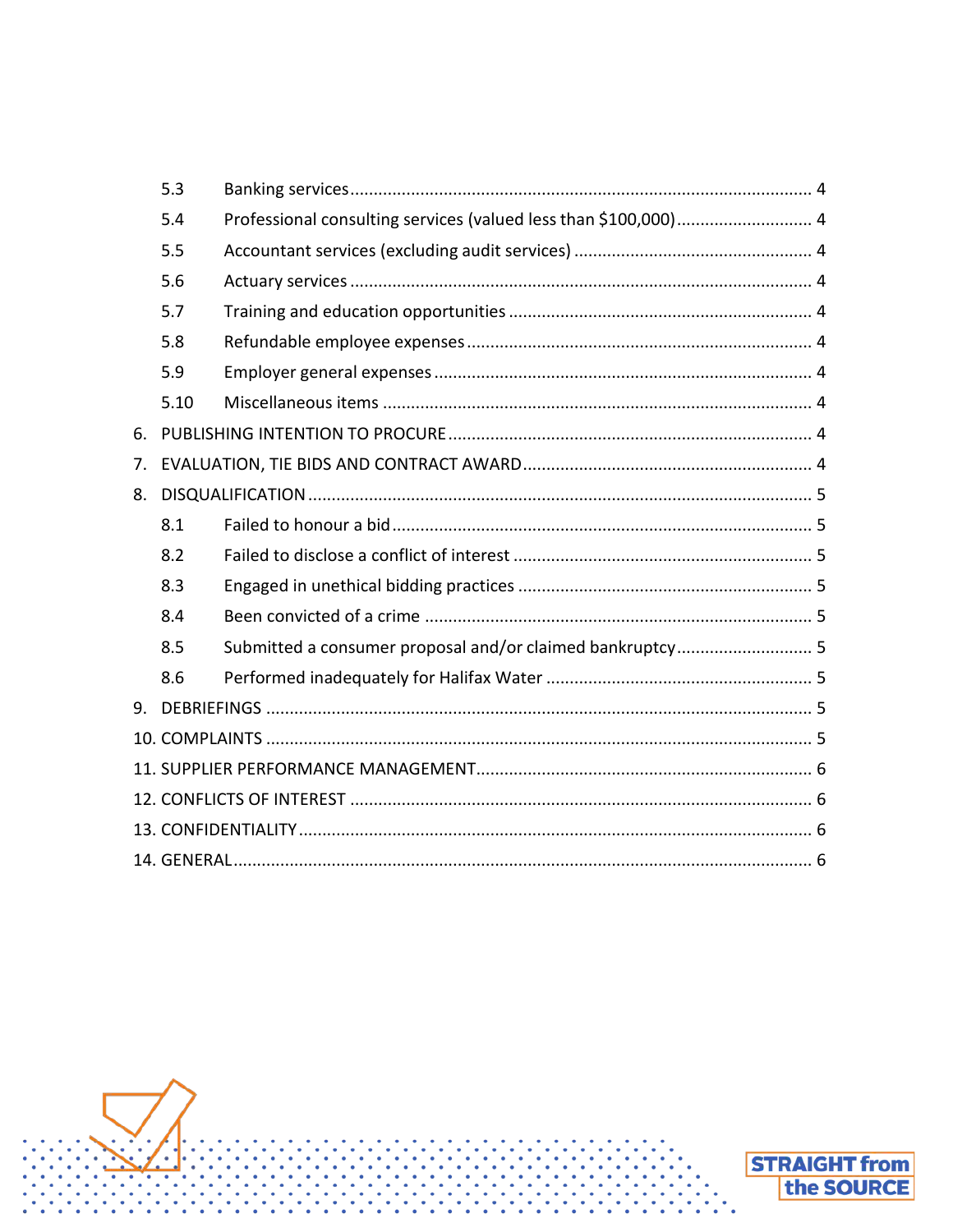- 5.3 Banking services ........................................ 4
- 5.4 Professional consulting services (valued less than $100,000) ........................................ 4
- 5.5 Accountant services (excluding audit services) ........................................ 4
- 5.6 Actuary services ........................................ 4
- 5.7 Training and education opportunities ........................................ 4
- 5.8 Refundable employee expenses ........................................ 4
- 5.9 Employer general expenses ........................................ 4
- 5.10 Miscellaneous items ........................................ 4

6. PUBLISHING INTENTION TO PROCURE ........................................ 4
7. EVALUATION, TIE BIDS AND CONTRACT AWARD ........................................ 4
8. DISQUALIFICATION ........................................ 5
   - 8.1 Failed to honour a bid ........................................ 5
   - 8.2 Failed to disclose a conflict of interest ........................................ 5
   - 8.3 Engaged in unethical bidding practices ........................................ 5
   - 8.4 Been convicted of a crime ........................................ 5
   - 8.5 Submitted a consumer proposal and/or claimed bankruptcy ........................................ 5
   - 8.6 Performed inadequately for Halifax Water ........................................ 5
9. DEBRIEFINGS ........................................ 5
10. COMPLAINTS ........................................ 5
11. SUPPLIER PERFORMANCE MANAGEMENT ........................................ 6
12. CONFLICTS OF INTEREST ........................................ 6
13. CONFIDENTIALITY ........................................ 6
14. GENERAL ........................................ 6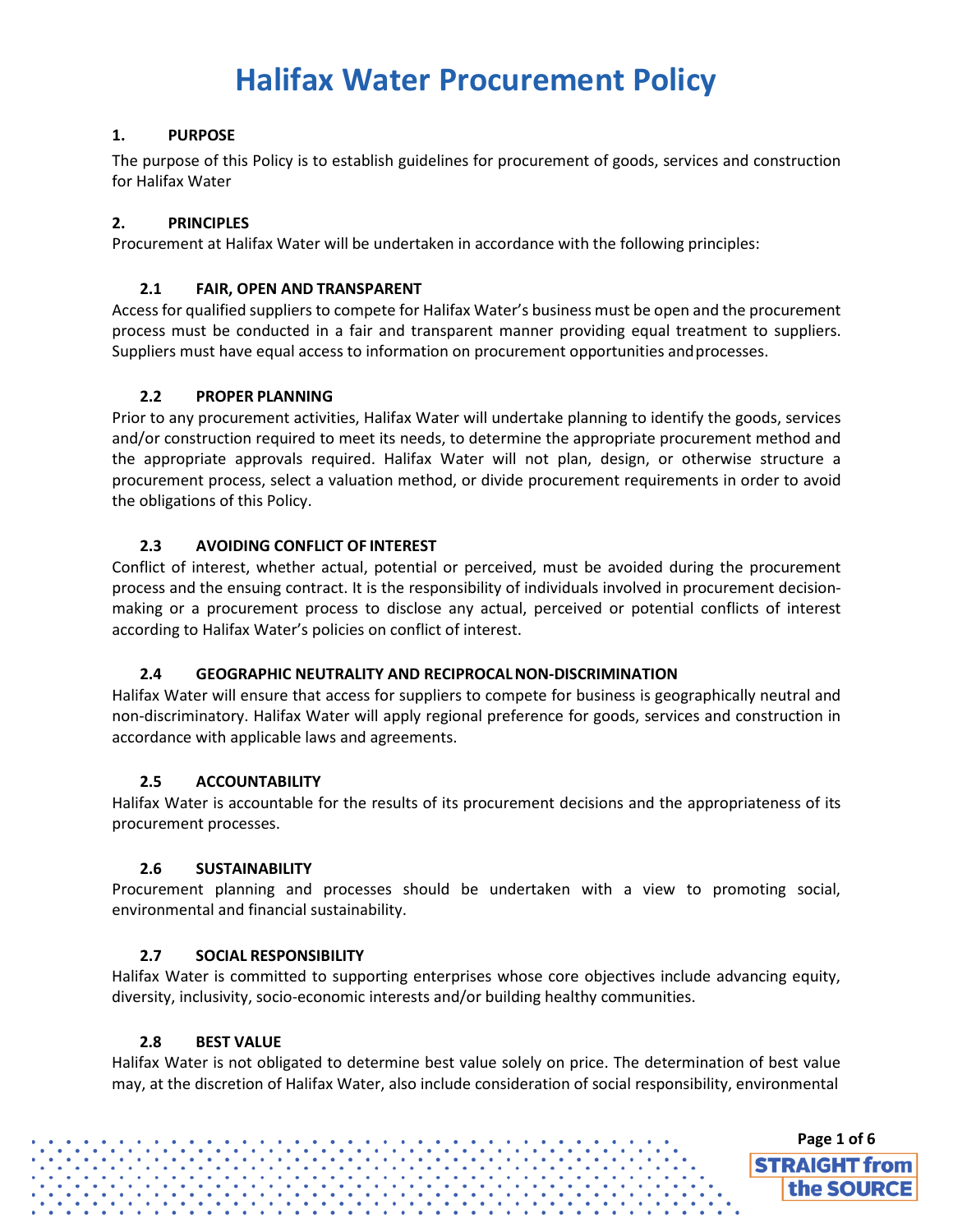# Halifax Water Procurement Policy

## 1. PURPOSE

The purpose of this Policy is to establish guidelines for procurement of goods, services and construction for Halifax Water

## 2. PRINCIPLES

Procurement at Halifax Water will be undertaken in accordance with the following principles:

### 2.1 FAIR, OPEN AND TRANSPARENT

Access for qualified suppliers to compete for Halifax Water's business must be open and the procurement process must be conducted in a fair and transparent manner providing equal treatment to suppliers. Suppliers must have equal access to information on procurement opportunities and processes.

### 2.2 PROPER PLANNING

Prior to any procurement activities, Halifax Water will undertake planning to identify the goods, services and/or construction required to meet its needs, to determine the appropriate procurement method and the appropriate approvals required. Halifax Water will not plan, design, or otherwise structure a procurement process, select a valuation method, or divide procurement requirements in order to avoid the obligations of this Policy.

### 2.3 AVOIDING CONFLICT OF INTEREST

Conflict of interest, whether actual, potential or perceived, must be avoided during the procurement process and the ensuing contract. It is the responsibility of individuals involved in procurement decision-making or a procurement process to disclose any actual, perceived or potential conflicts of interest according to Halifax Water's policies on conflict of interest.

### 2.4 GEOGRAPHIC NEUTRALITY AND RECIPROCAL NON-DISCRIMINATION

Halifax Water will ensure that access for suppliers to compete for business is geographically neutral and non-discriminatory. Halifax Water will apply regional preference for goods, services and construction in accordance with applicable laws and agreements.

### 2.5 ACCOUNTABILITY

Halifax Water is accountable for the results of its procurement decisions and the appropriateness of its procurement processes.

### 2.6 SUSTAINABILITY

Procurement planning and processes should be undertaken with a view to promoting social, environmental and financial sustainability.

### 2.7 SOCIAL RESPONSIBILITY

Halifax Water is committed to supporting enterprises whose core objectives include advancing equity, diversity, inclusivity, socio-economic interests and/or building healthy communities.

### 2.8 BEST VALUE

Halifax Water is not obligated to determine best value solely on price. The determination of best value may, at the discretion of Halifax Water, also include consideration of social responsibility, environmental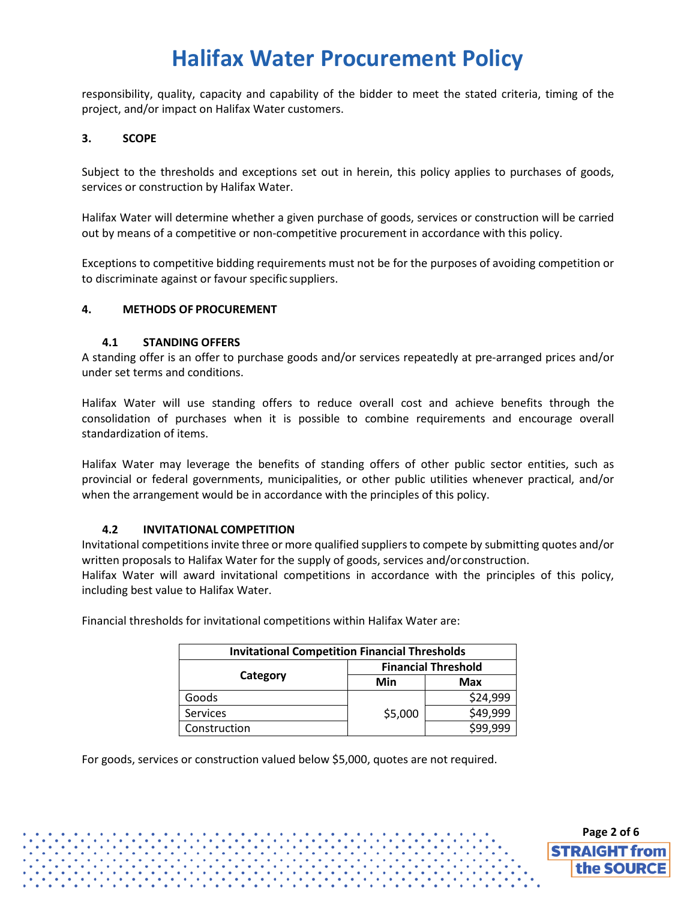responsibility, quality, capacity and capability of the bidder to meet the stated criteria, timing of the project, and/or impact on Halifax Water customers.

## 3. SCOPE

Subject to the thresholds and exceptions set out in herein, this policy applies to purchases of goods, services or construction by Halifax Water.

Halifax Water will determine whether a given purchase of goods, services or construction will be carried out by means of a competitive or non-competitive procurement in accordance with this policy.

Exceptions to competitive bidding requirements must not be for the purposes of avoiding competition or to discriminate against or favour specific suppliers.

## 4. METHODS OF PROCUREMENT

### 4.1 STANDING OFFERS

A standing offer is an offer to purchase goods and/or services repeatedly at pre-arranged prices and/or under set terms and conditions.

Halifax Water will use standing offers to reduce overall cost and achieve benefits through the consolidation of purchases when it is possible to combine requirements and encourage overall standardization of items.

Halifax Water may leverage the benefits of standing offers of other public sector entities, such as provincial or federal governments, municipalities, or other public utilities whenever practical, and/or when the arrangement would be in accordance with the principles of this policy.

### 4.2 INVITATIONAL COMPETITION

Invitational competitions invite three or more qualified suppliers to compete by submitting quotes and/or written proposals to Halifax Water for the supply of goods, services and/or construction.
Halifax Water will award invitational competitions in accordance with the principles of this policy, including best value to Halifax Water.

Financial thresholds for invitational competitions within Halifax Water are:

| Invitational Competition Financial Thresholds | | |
|---|---|---|
| **Category** | **Financial Threshold** | |
| | **Min** | **Max** |
| Goods | $5,000 | $24,999 |
| Services | $5,000 | $49,999 |
| Construction | $5,000 | $99,999 |

For goods, services or construction valued below $5,000, quotes are not required.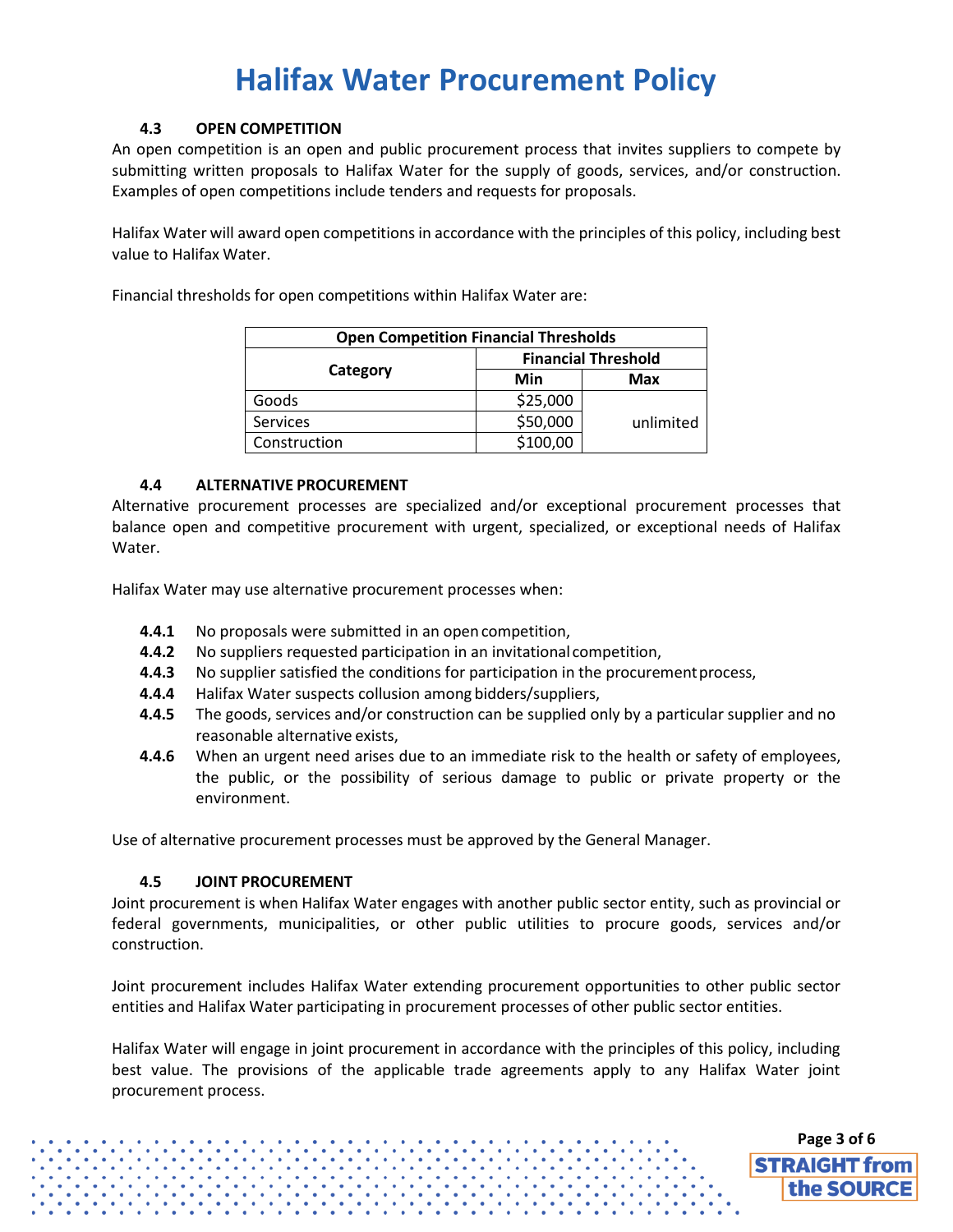### 4.3 OPEN COMPETITION

An open competition is an open and public procurement process that invites suppliers to compete by submitting written proposals to Halifax Water for the supply of goods, services, and/or construction. Examples of open competitions include tenders and requests for proposals.

Halifax Water will award open competitions in accordance with the principles of this policy, including best value to Halifax Water.

Financial thresholds for open competitions within Halifax Water are:

| Open Competition Financial Thresholds | | |
|---|---|---|
| **Category** | **Financial Threshold** | |
| | **Min** | **Max** |
| Goods | $25,000 | unlimited |
| Services | $50,000 | |
| Construction | $100,00 | |

### 4.4 ALTERNATIVE PROCUREMENT

Alternative procurement processes are specialized and/or exceptional procurement processes that balance open and competitive procurement with urgent, specialized, or exceptional needs of Halifax Water.

Halifax Water may use alternative procurement processes when:

- **4.4.1** No proposals were submitted in an open competition,
- **4.4.2** No suppliers requested participation in an invitational competition,
- **4.4.3** No supplier satisfied the conditions for participation in the procurement process,
- **4.4.4** Halifax Water suspects collusion among bidders/suppliers,
- **4.4.5** The goods, services and/or construction can be supplied only by a particular supplier and no reasonable alternative exists,
- **4.4.6** When an urgent need arises due to an immediate risk to the health or safety of employees, the public, or the possibility of serious damage to public or private property or the environment.

Use of alternative procurement processes must be approved by the General Manager.

### 4.5 JOINT PROCUREMENT

Joint procurement is when Halifax Water engages with another public sector entity, such as provincial or federal governments, municipalities, or other public utilities to procure goods, services and/or construction.

Joint procurement includes Halifax Water extending procurement opportunities to other public sector entities and Halifax Water participating in procurement processes of other public sector entities.

Halifax Water will engage in joint procurement in accordance with the principles of this policy, including best value. The provisions of the applicable trade agreements apply to any Halifax Water joint procurement process.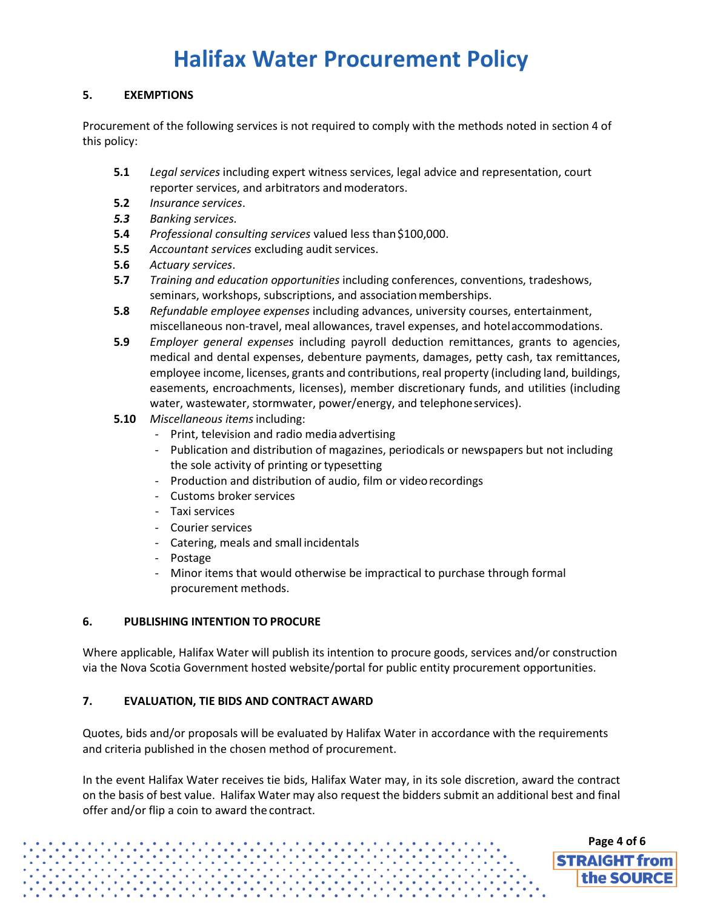## 5. EXEMPTIONS

Procurement of the following services is not required to comply with the methods noted in section 4 of this policy:

**5.1** *Legal services* including expert witness services, legal advice and representation, court reporter services, and arbitrators and moderators.

**5.2** *Insurance services*.

***5.3*** *Banking services.*

**5.4** *Professional consulting services* valued less than $100,000.

**5.5** *Accountant services* excluding audit services.

**5.6** *Actuary services*.

**5.7** *Training and education opportunities* including conferences, conventions, tradeshows, seminars, workshops, subscriptions, and association memberships.

**5.8** *Refundable employee expenses* including advances, university courses, entertainment, miscellaneous non-travel, meal allowances, travel expenses, and hotel accommodations.

**5.9** *Employer general expenses* including payroll deduction remittances, grants to agencies, medical and dental expenses, debenture payments, damages, petty cash, tax remittances, employee income, licenses, grants and contributions, real property (including land, buildings, easements, encroachments, licenses), member discretionary funds, and utilities (including water, wastewater, stormwater, power/energy, and telephone services).

**5.10** *Miscellaneous items* including:

- Print, television and radio media advertising
- Publication and distribution of magazines, periodicals or newspapers but not including the sole activity of printing or typesetting
- Production and distribution of audio, film or video recordings
- Customs broker services
- Taxi services
- Courier services
- Catering, meals and small incidentals
- Postage
- Minor items that would otherwise be impractical to purchase through formal procurement methods.

## 6. PUBLISHING INTENTION TO PROCURE

Where applicable, Halifax Water will publish its intention to procure goods, services and/or construction via the Nova Scotia Government hosted website/portal for public entity procurement opportunities.

## 7. EVALUATION, TIE BIDS AND CONTRACT AWARD

Quotes, bids and/or proposals will be evaluated by Halifax Water in accordance with the requirements and criteria published in the chosen method of procurement.

In the event Halifax Water receives tie bids, Halifax Water may, in its sole discretion, award the contract on the basis of best value. Halifax Water may also request the bidders submit an additional best and final offer and/or flip a coin to award the contract.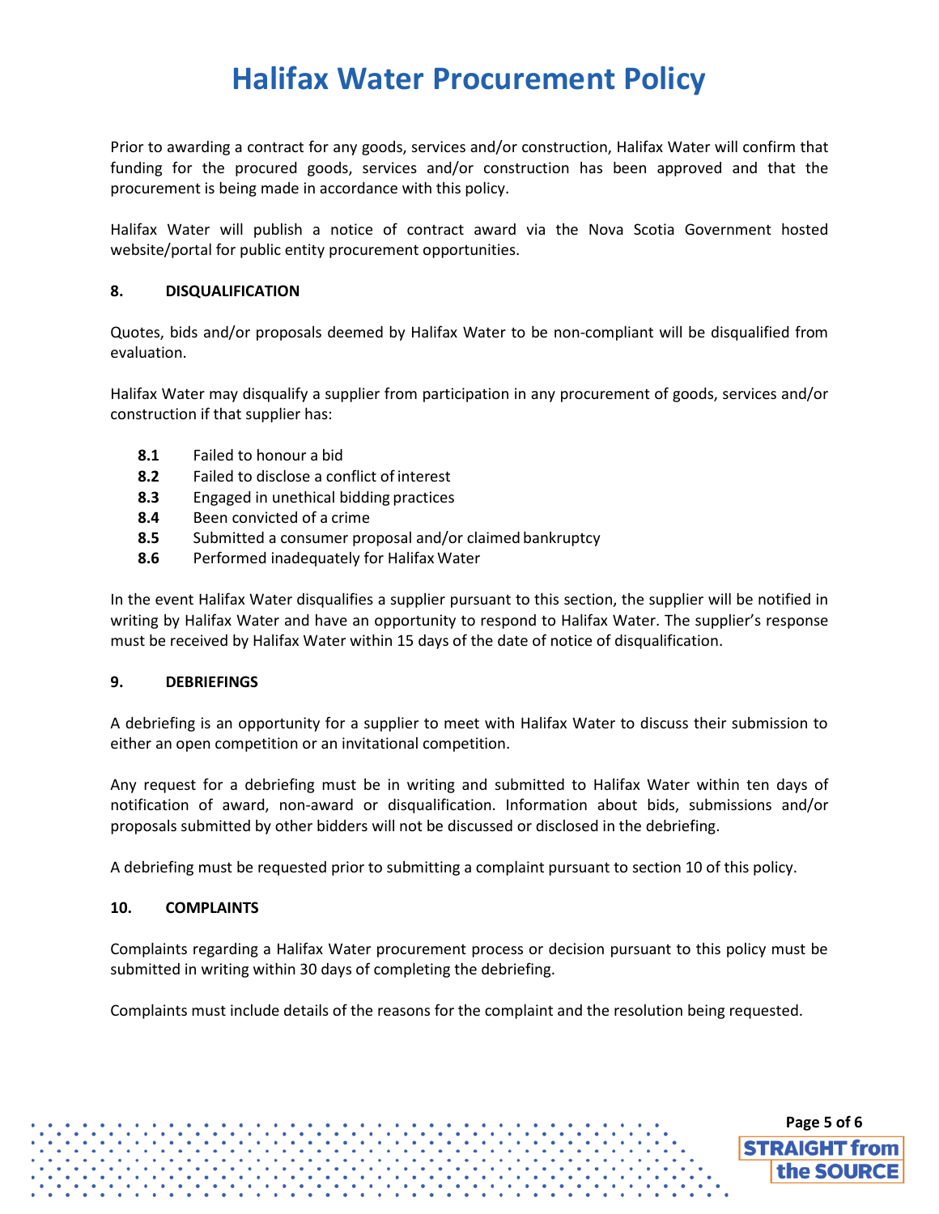Prior to awarding a contract for any goods, services and/or construction, Halifax Water will confirm that funding for the procured goods, services and/or construction has been approved and that the procurement is being made in accordance with this policy.

Halifax Water will publish a notice of contract award via the Nova Scotia Government hosted website/portal for public entity procurement opportunities.

## 8. DISQUALIFICATION

Quotes, bids and/or proposals deemed by Halifax Water to be non-compliant will be disqualified from evaluation.

Halifax Water may disqualify a supplier from participation in any procurement of goods, services and/or construction if that supplier has:

- **8.1** Failed to honour a bid
- **8.2** Failed to disclose a conflict of interest
- **8.3** Engaged in unethical bidding practices
- **8.4** Been convicted of a crime
- **8.5** Submitted a consumer proposal and/or claimed bankruptcy
- **8.6** Performed inadequately for Halifax Water

In the event Halifax Water disqualifies a supplier pursuant to this section, the supplier will be notified in writing by Halifax Water and have an opportunity to respond to Halifax Water. The supplier's response must be received by Halifax Water within 15 days of the date of notice of disqualification.

## 9. DEBRIEFINGS

A debriefing is an opportunity for a supplier to meet with Halifax Water to discuss their submission to either an open competition or an invitational competition.

Any request for a debriefing must be in writing and submitted to Halifax Water within ten days of notification of award, non-award or disqualification. Information about bids, submissions and/or proposals submitted by other bidders will not be discussed or disclosed in the debriefing.

A debriefing must be requested prior to submitting a complaint pursuant to section 10 of this policy.

## 10. COMPLAINTS

Complaints regarding a Halifax Water procurement process or decision pursuant to this policy must be submitted in writing within 30 days of completing the debriefing.

Complaints must include details of the reasons for the complaint and the resolution being requested.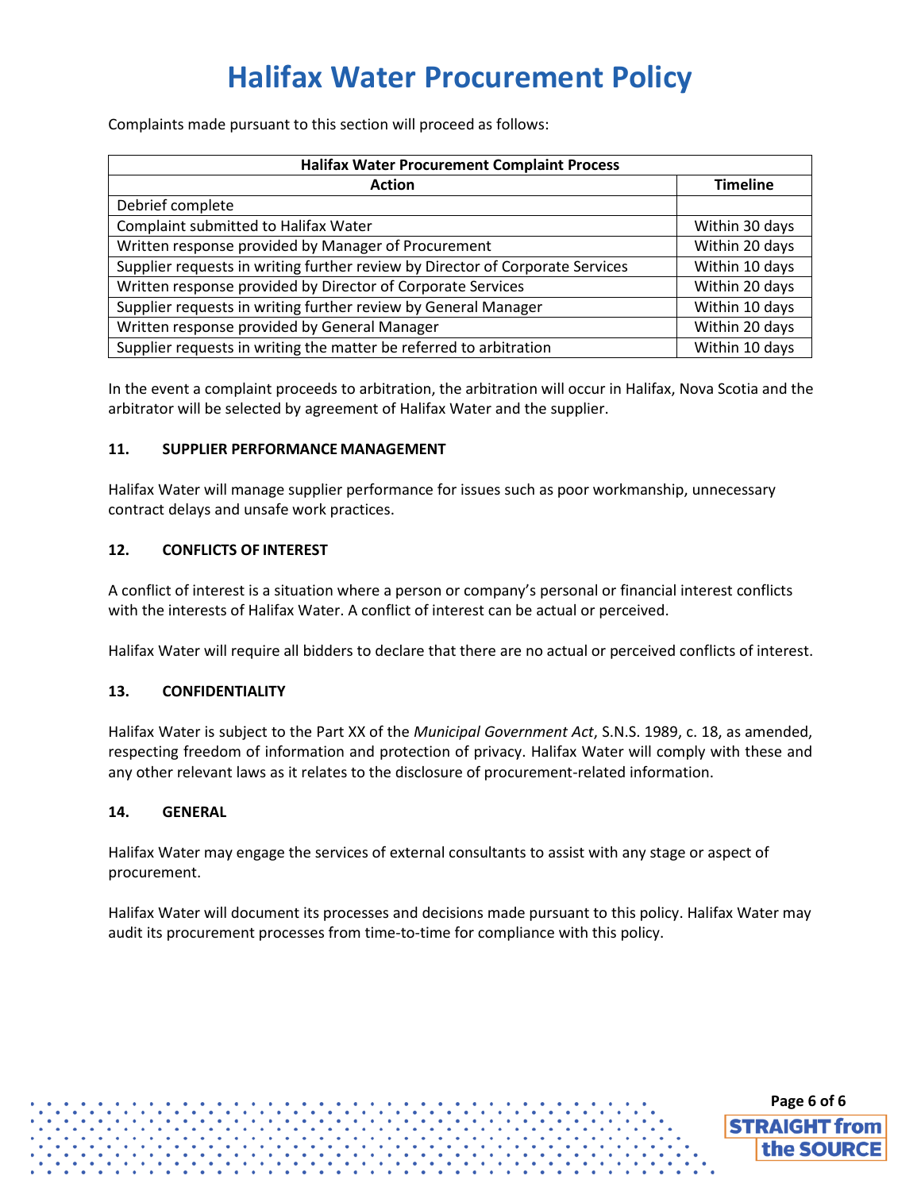Complaints made pursuant to this section will proceed as follows:

| Halifax Water Procurement Complaint Process | |
|---|---|
| **Action** | **Timeline** |
| Debrief complete | |
| Complaint submitted to Halifax Water | Within 30 days |
| Written response provided by Manager of Procurement | Within 20 days |
| Supplier requests in writing further review by Director of Corporate Services | Within 10 days |
| Written response provided by Director of Corporate Services | Within 20 days |
| Supplier requests in writing further review by General Manager | Within 10 days |
| Written response provided by General Manager | Within 20 days |
| Supplier requests in writing the matter be referred to arbitration | Within 10 days |

In the event a complaint proceeds to arbitration, the arbitration will occur in Halifax, Nova Scotia and the arbitrator will be selected by agreement of Halifax Water and the supplier.

## 11. SUPPLIER PERFORMANCE MANAGEMENT

Halifax Water will manage supplier performance for issues such as poor workmanship, unnecessary contract delays and unsafe work practices.

## 12. CONFLICTS OF INTEREST

A conflict of interest is a situation where a person or company's personal or financial interest conflicts with the interests of Halifax Water. A conflict of interest can be actual or perceived.

Halifax Water will require all bidders to declare that there are no actual or perceived conflicts of interest.

## 13. CONFIDENTIALITY

Halifax Water is subject to the Part XX of the *Municipal Government Act*, S.N.S. 1989, c. 18, as amended, respecting freedom of information and protection of privacy. Halifax Water will comply with these and any other relevant laws as it relates to the disclosure of procurement-related information.

## 14. GENERAL

Halifax Water may engage the services of external consultants to assist with any stage or aspect of procurement.

Halifax Water will document its processes and decisions made pursuant to this policy. Halifax Water may audit its procurement processes from time-to-time for compliance with this policy.